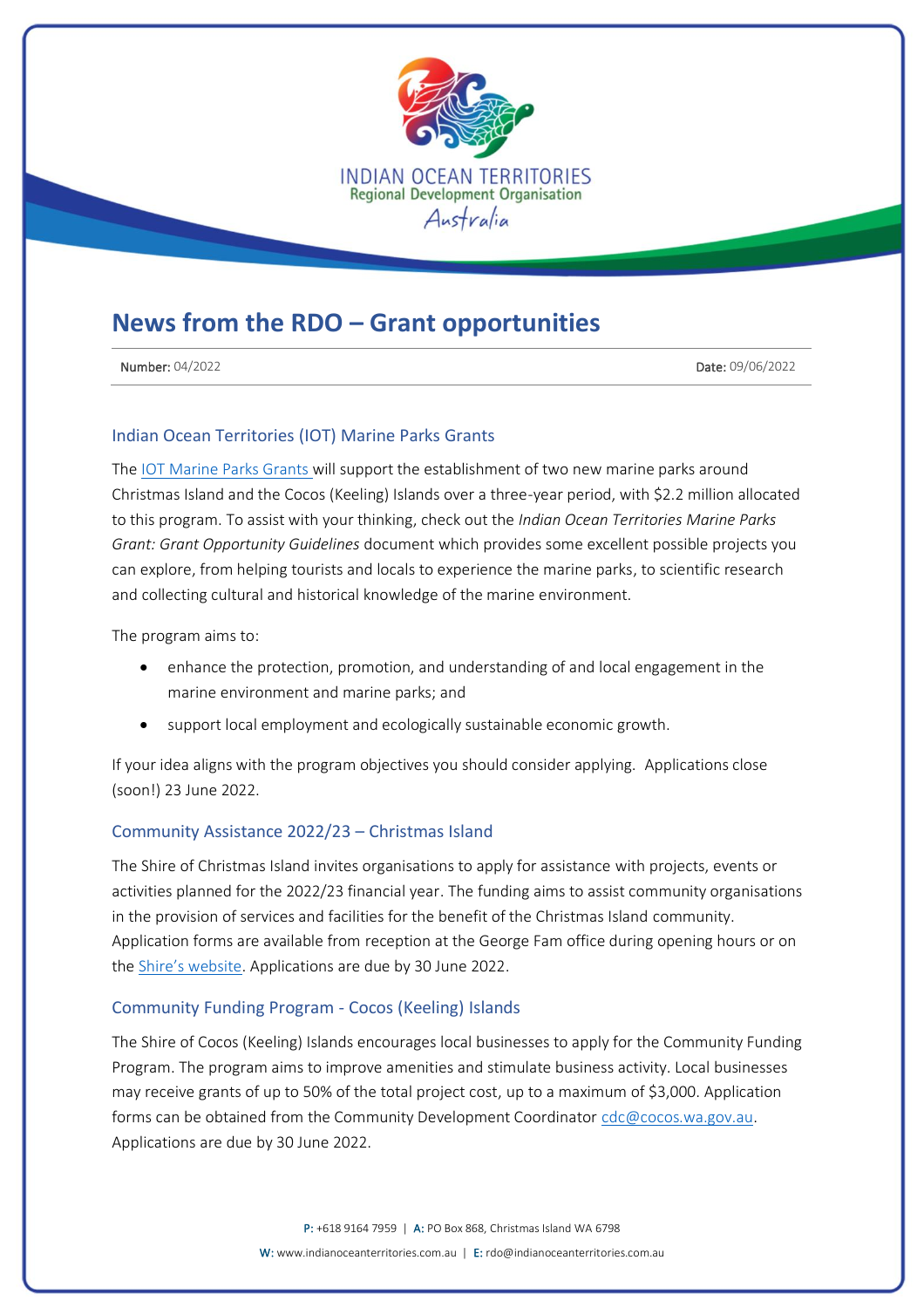INDIAN OCEAN TERRITORIES
Regional Development Organisation
Australia

# News from the RDO – Grant opportunities

**Number:** 04/2022 **Date:** 09/06/2022

## Indian Ocean Territories (IOT) Marine Parks Grants

The IOT Marine Parks Grants will support the establishment of two new marine parks around Christmas Island and the Cocos (Keeling) Islands over a three-year period, with $2.2 million allocated to this program. To assist with your thinking, check out the *Indian Ocean Territories Marine Parks Grant: Grant Opportunity Guidelines* document which provides some excellent possible projects you can explore, from helping tourists and locals to experience the marine parks, to scientific research and collecting cultural and historical knowledge of the marine environment.

The program aims to:

- enhance the protection, promotion, and understanding of and local engagement in the marine environment and marine parks; and
- support local employment and ecologically sustainable economic growth.

If your idea aligns with the program objectives you should consider applying. Applications close (soon!) 23 June 2022.

## Community Assistance 2022/23 – Christmas Island

The Shire of Christmas Island invites organisations to apply for assistance with projects, events or activities planned for the 2022/23 financial year. The funding aims to assist community organisations in the provision of services and facilities for the benefit of the Christmas Island community. Application forms are available from reception at the George Fam office during opening hours or on the Shire's website. Applications are due by 30 June 2022.

## Community Funding Program - Cocos (Keeling) Islands

The Shire of Cocos (Keeling) Islands encourages local businesses to apply for the Community Funding Program. The program aims to improve amenities and stimulate business activity. Local businesses may receive grants of up to 50% of the total project cost, up to a maximum of $3,000. Application forms can be obtained from the Community Development Coordinator cdc@cocos.wa.gov.au. Applications are due by 30 June 2022.

**P:** +618 9164 7959 | **A:** PO Box 868, Christmas Island WA 6798
**W:** www.indianoceanterritories.com.au | **E:** rdo@indianoceanterritories.com.au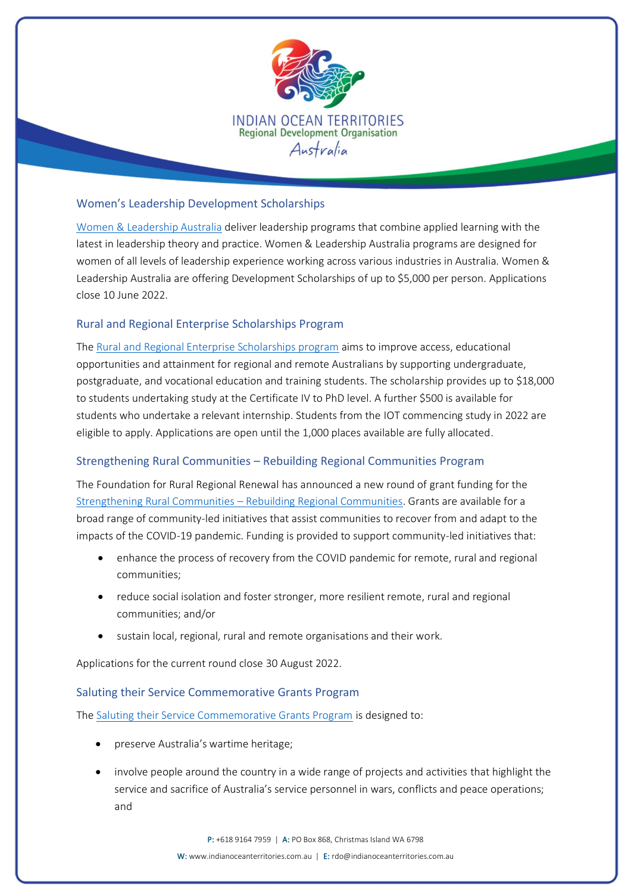## Women's Leadership Development Scholarships

Women & Leadership Australia deliver leadership programs that combine applied learning with the latest in leadership theory and practice. Women & Leadership Australia programs are designed for women of all levels of leadership experience working across various industries in Australia. Women & Leadership Australia are offering Development Scholarships of up to $5,000 per person. Applications close 10 June 2022.

## Rural and Regional Enterprise Scholarships Program

The Rural and Regional Enterprise Scholarships program aims to improve access, educational opportunities and attainment for regional and remote Australians by supporting undergraduate, postgraduate, and vocational education and training students. The scholarship provides up to $18,000 to students undertaking study at the Certificate IV to PhD level. A further $500 is available for students who undertake a relevant internship. Students from the IOT commencing study in 2022 are eligible to apply. Applications are open until the 1,000 places available are fully allocated.

## Strengthening Rural Communities – Rebuilding Regional Communities Program

The Foundation for Rural Regional Renewal has announced a new round of grant funding for the Strengthening Rural Communities – Rebuilding Regional Communities. Grants are available for a broad range of community-led initiatives that assist communities to recover from and adapt to the impacts of the COVID-19 pandemic. Funding is provided to support community-led initiatives that:

- enhance the process of recovery from the COVID pandemic for remote, rural and regional communities;
- reduce social isolation and foster stronger, more resilient remote, rural and regional communities; and/or
- sustain local, regional, rural and remote organisations and their work.

Applications for the current round close 30 August 2022.

## Saluting their Service Commemorative Grants Program

The Saluting their Service Commemorative Grants Program is designed to:

- preserve Australia's wartime heritage;
- involve people around the country in a wide range of projects and activities that highlight the service and sacrifice of Australia's service personnel in wars, conflicts and peace operations; and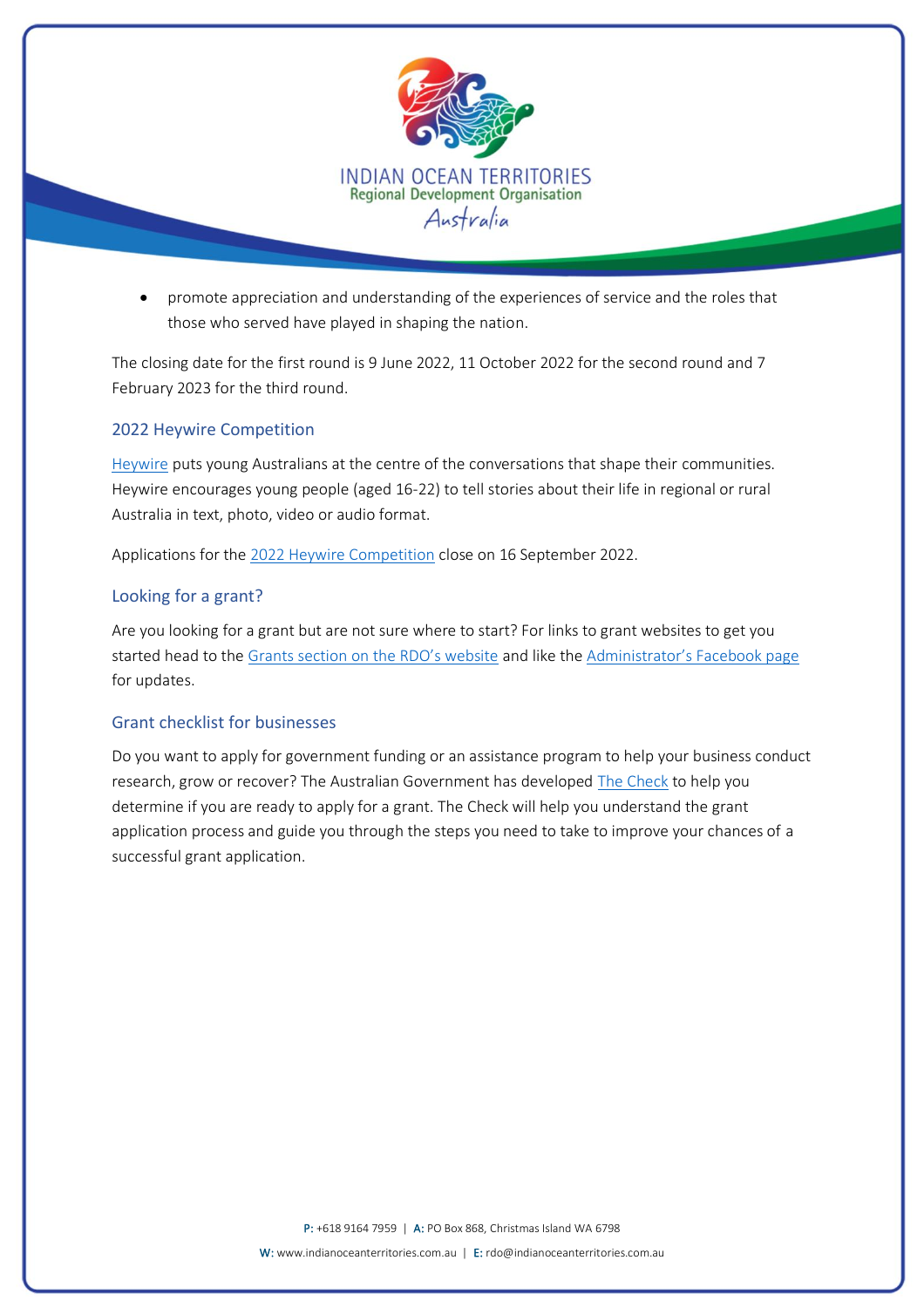- promote appreciation and understanding of the experiences of service and the roles that those who served have played in shaping the nation.

The closing date for the first round is 9 June 2022, 11 October 2022 for the second round and 7 February 2023 for the third round.

## 2022 Heywire Competition

Heywire puts young Australians at the centre of the conversations that shape their communities. Heywire encourages young people (aged 16-22) to tell stories about their life in regional or rural Australia in text, photo, video or audio format.

Applications for the 2022 Heywire Competition close on 16 September 2022.

## Looking for a grant?

Are you looking for a grant but are not sure where to start? For links to grant websites to get you started head to the Grants section on the RDO's website and like the Administrator's Facebook page for updates.

## Grant checklist for businesses

Do you want to apply for government funding or an assistance program to help your business conduct research, grow or recover? The Australian Government has developed The Check to help you determine if you are ready to apply for a grant. The Check will help you understand the grant application process and guide you through the steps you need to take to improve your chances of a successful grant application.